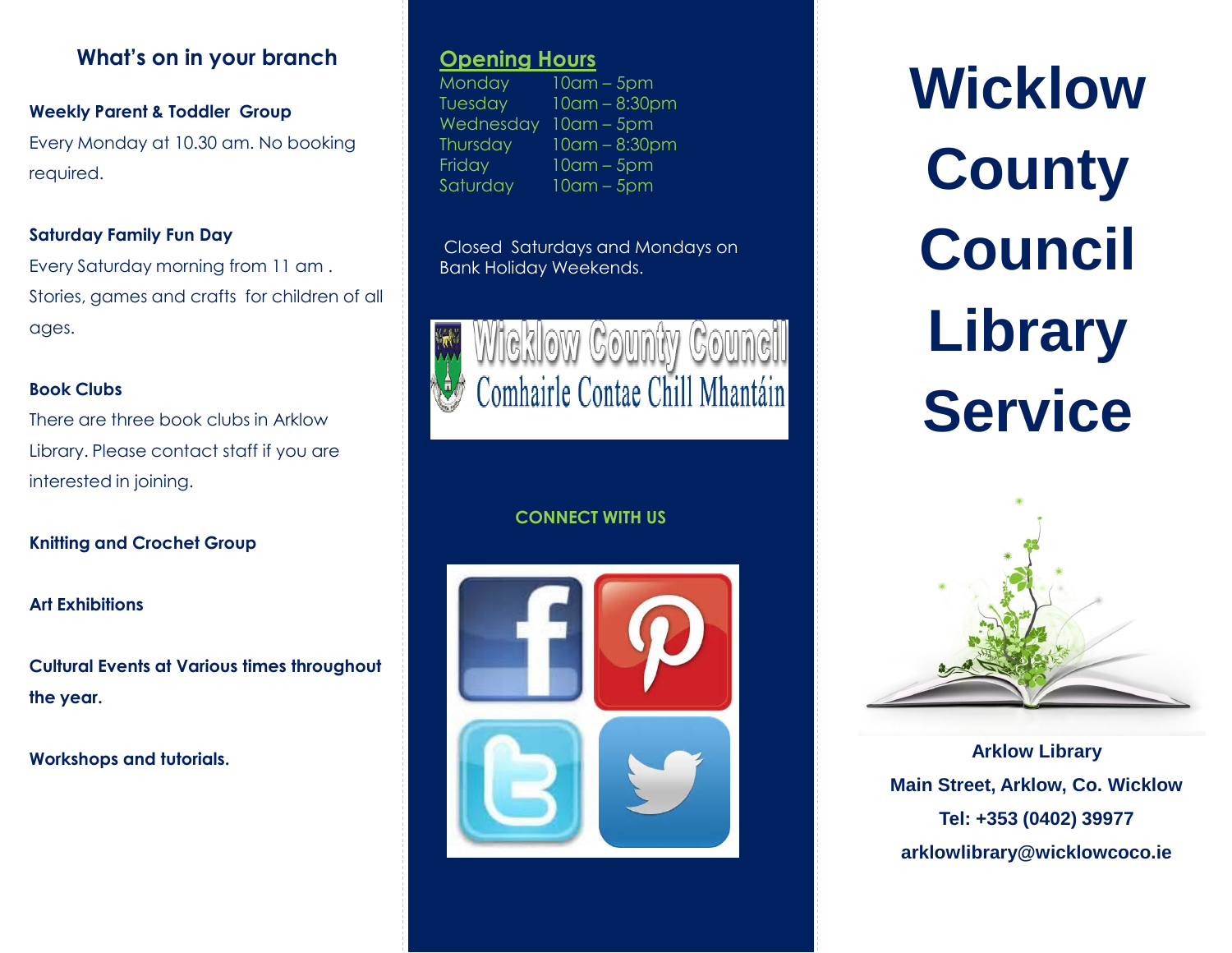## What's on in your branch

**Weekly Parent & Toddler Group**

Every Monday at 10.30 am. No booking required.

**Saturday Family Fun Day**

Every Saturday morning from 11 am . Stories, games and crafts for children of all ages.

**Book Clubs**

There are three book clubs in Arklow Library. Please contact staff if you are interested in joining.

**Knitting and Crochet Group**

**Art Exhibitions**

**Cultural Events at Various times throughout the year.**

**Workshops and tutorials.**

## Opening Hours

| | |
|---|---|
| Monday | 10am – 5pm |
| Tuesday | 10am – 8:30pm |
| Wednesday | 10am – 5pm |
| Thursday | 10am – 8:30pm |
| Friday | 10am – 5pm |
| Saturday | 10am – 5pm |

Closed Saturdays and Mondays on Bank Holiday Weekends.

Wicklow County Council
Comhairle Contae Chill Mhantáin

**CONNECT WITH US**

# Wicklow County Council Library Service

**Arklow Library**

**Main Street, Arklow, Co. Wicklow**

**Tel: +353 (0402) 39977**

**arklowlibrary@wicklowcoco.ie**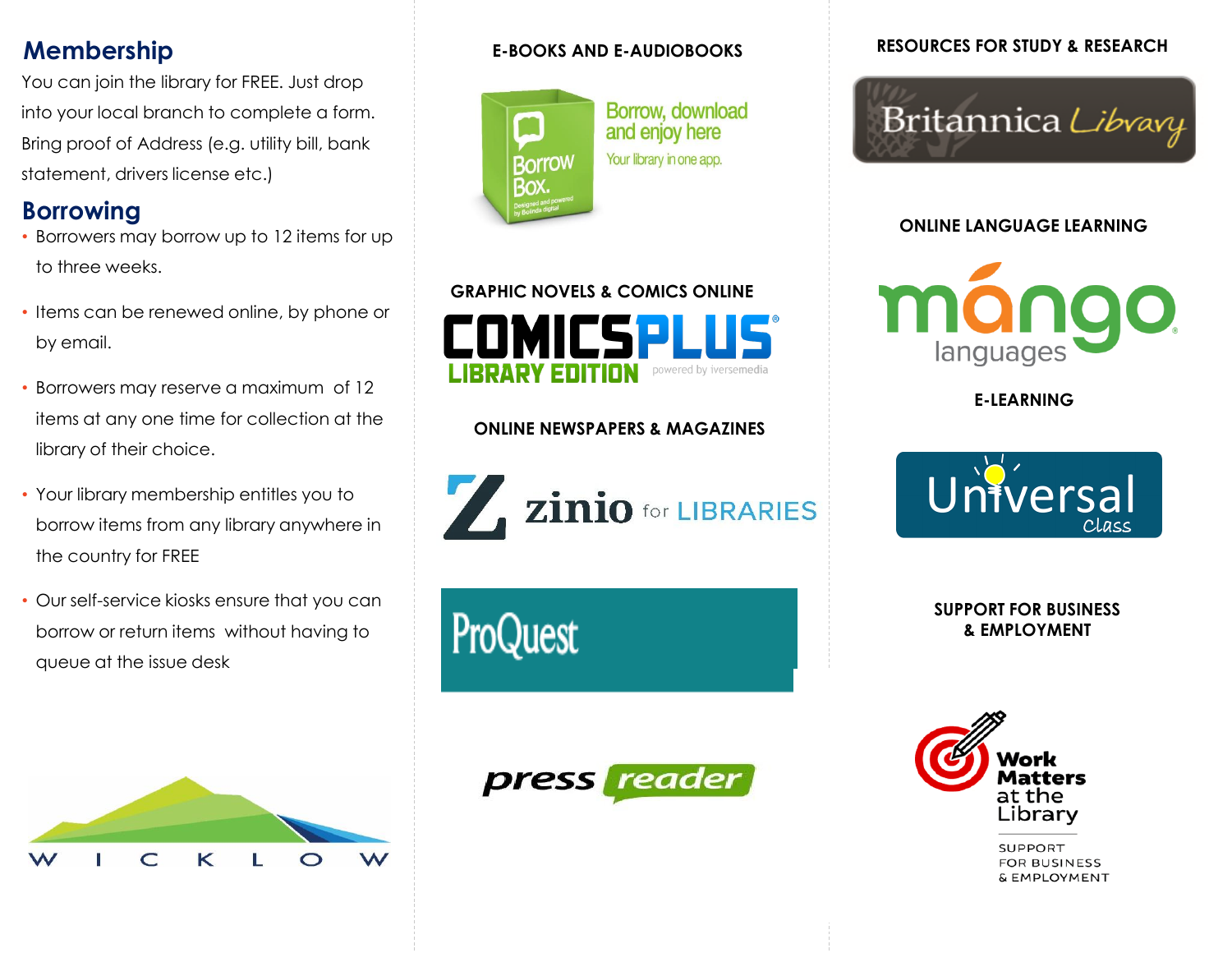## Membership

You can join the library for FREE. Just drop into your local branch to complete a form. Bring proof of Address (e.g. utility bill, bank statement, drivers license etc.)

## Borrowing

- Borrowers may borrow up to 12 items for up to three weeks.
- Items can be renewed online, by phone or by email.
- Borrowers may reserve a maximum of 12 items at any one time for collection at the library of their choice.
- Your library membership entitles you to borrow items from any library anywhere in the country for FREE
- Our self-service kiosks ensure that you can borrow or return items without having to queue at the issue desk

WICKLOW

### E-BOOKS AND E-AUDIOBOOKS

Borrow Box. Designed and powered by Bolinda digital

Borrow, download and enjoy here

Your library in one app.

### GRAPHIC NOVELS & COMICS ONLINE

COMICSPLUS LIBRARY EDITION powered by iversemedia

### ONLINE NEWSPAPERS & MAGAZINES

zinio for LIBRARIES

ProQuest

press reader

### RESOURCES FOR STUDY & RESEARCH

Britannica Library

### ONLINE LANGUAGE LEARNING

mango languages

### E-LEARNING

Universal Class

### SUPPORT FOR BUSINESS & EMPLOYMENT

Work Matters at the Library

SUPPORT FOR BUSINESS & EMPLOYMENT